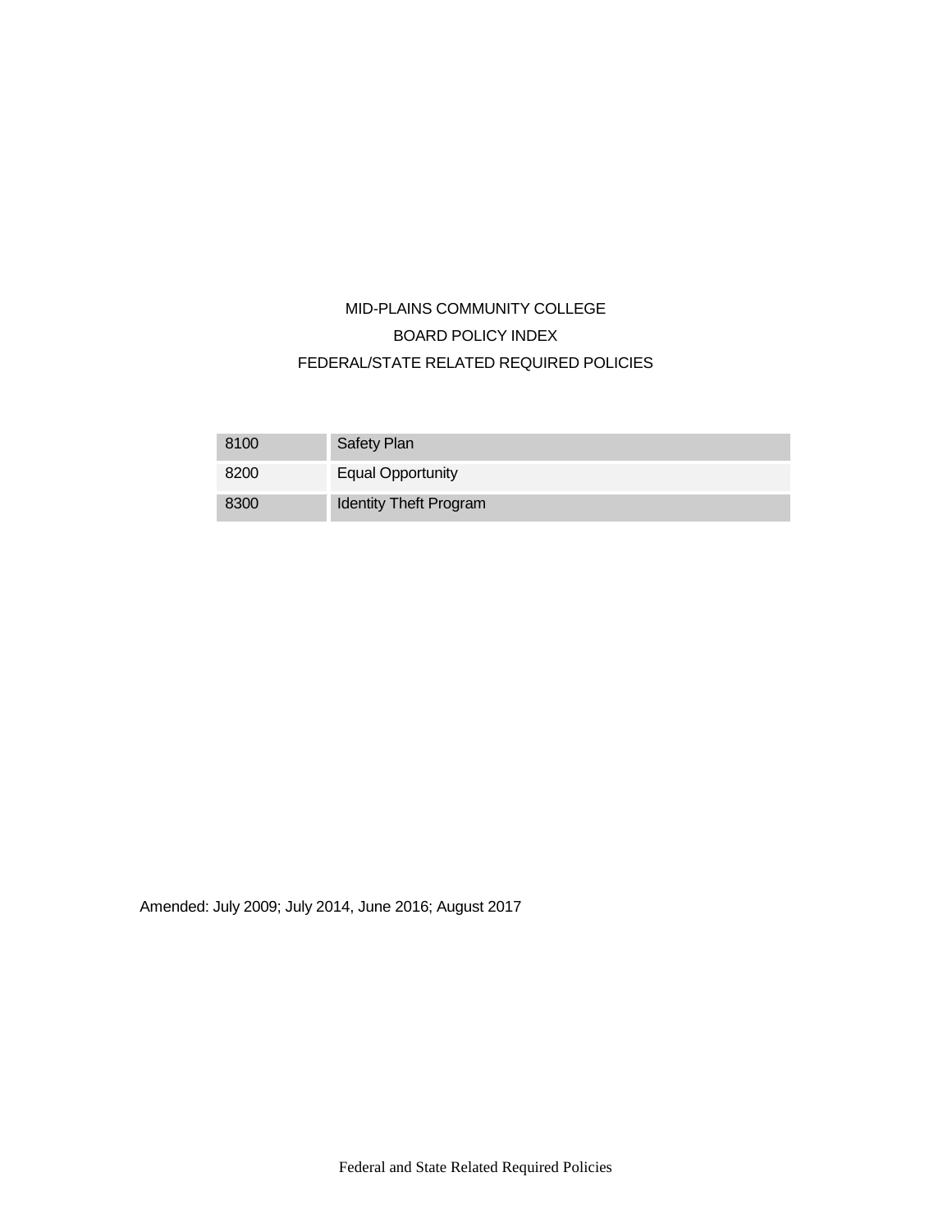# MID-PLAINS COMMUNITY COLLEGE

## BOARD POLICY INDEX

## FEDERAL/STATE RELATED REQUIRED POLICIES

| | |
|---|---|
| 8100 | Safety Plan |
| 8200 | Equal Opportunity |
| 8300 | Identity Theft Program |

Amended: July 2009; July 2014, June 2016; August 2017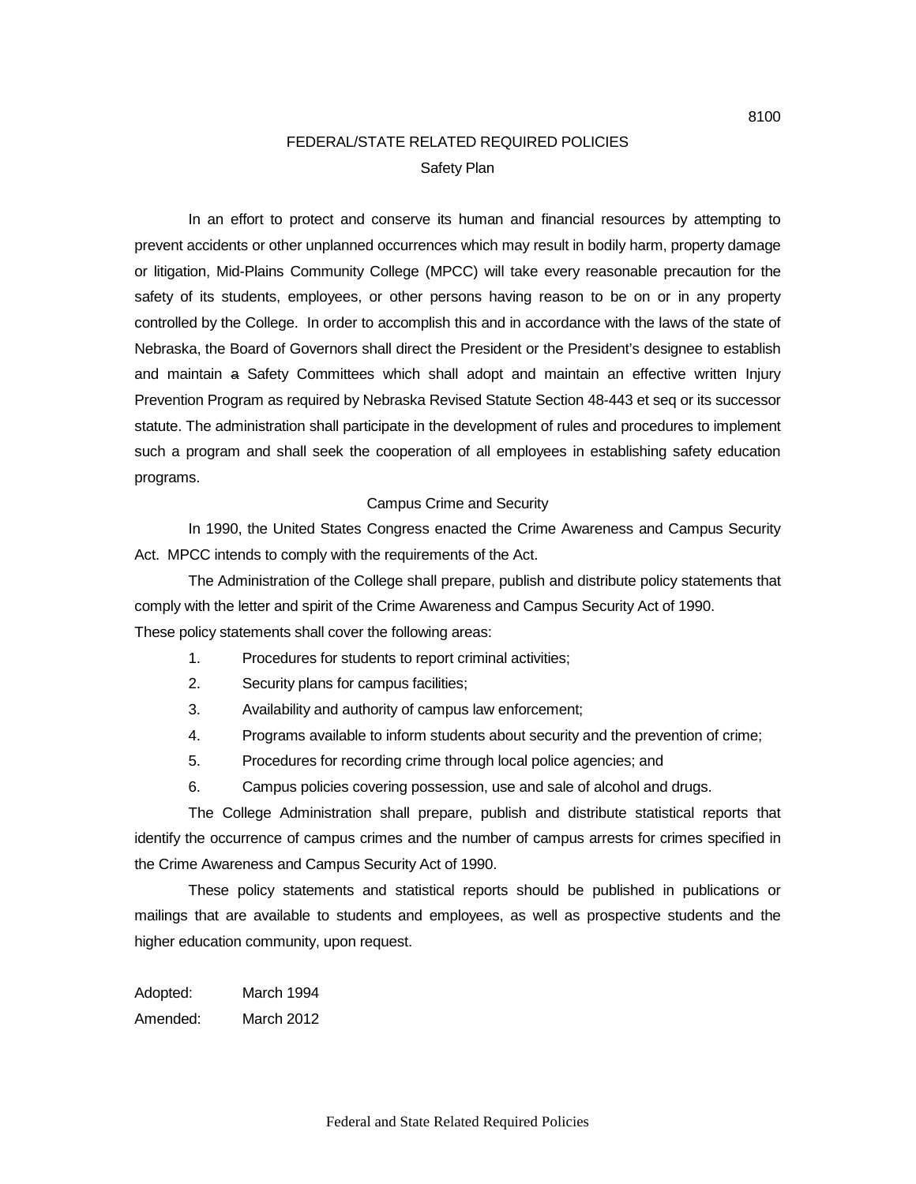# FEDERAL/STATE RELATED REQUIRED POLICIES

## Safety Plan

In an effort to protect and conserve its human and financial resources by attempting to prevent accidents or other unplanned occurrences which may result in bodily harm, property damage or litigation, Mid-Plains Community College (MPCC) will take every reasonable precaution for the safety of its students, employees, or other persons having reason to be on or in any property controlled by the College. In order to accomplish this and in accordance with the laws of the state of Nebraska, the Board of Governors shall direct the President or the President's designee to establish and maintain ~~a~~ Safety Committees which shall adopt and maintain an effective written Injury Prevention Program as required by Nebraska Revised Statute Section 48-443 et seq or its successor statute. The administration shall participate in the development of rules and procedures to implement such a program and shall seek the cooperation of all employees in establishing safety education programs.

## Campus Crime and Security

In 1990, the United States Congress enacted the Crime Awareness and Campus Security Act. MPCC intends to comply with the requirements of the Act.

The Administration of the College shall prepare, publish and distribute policy statements that comply with the letter and spirit of the Crime Awareness and Campus Security Act of 1990. These policy statements shall cover the following areas:

1. Procedures for students to report criminal activities;
2. Security plans for campus facilities;
3. Availability and authority of campus law enforcement;
4. Programs available to inform students about security and the prevention of crime;
5. Procedures for recording crime through local police agencies; and
6. Campus policies covering possession, use and sale of alcohol and drugs.

The College Administration shall prepare, publish and distribute statistical reports that identify the occurrence of campus crimes and the number of campus arrests for crimes specified in the Crime Awareness and Campus Security Act of 1990.

These policy statements and statistical reports should be published in publications or mailings that are available to students and employees, as well as prospective students and the higher education community, upon request.

Adopted: March 1994
Amended: March 2012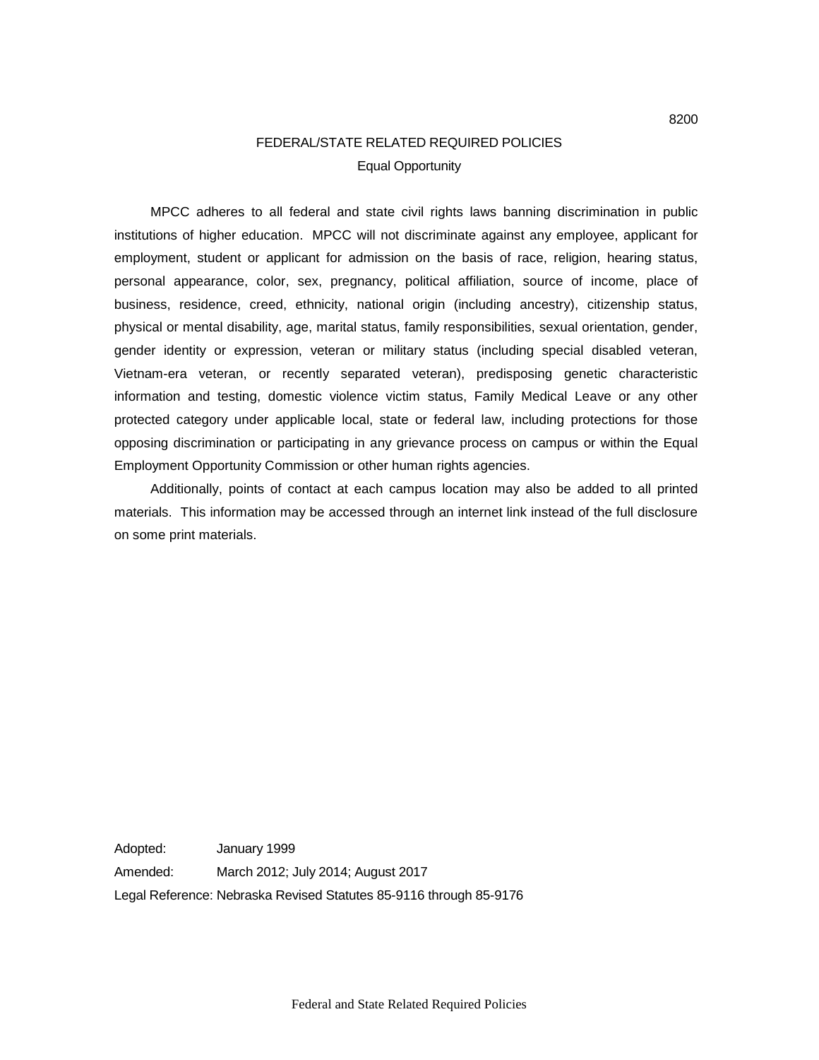# FEDERAL/STATE RELATED REQUIRED POLICIES

## Equal Opportunity

MPCC adheres to all federal and state civil rights laws banning discrimination in public institutions of higher education. MPCC will not discriminate against any employee, applicant for employment, student or applicant for admission on the basis of race, religion, hearing status, personal appearance, color, sex, pregnancy, political affiliation, source of income, place of business, residence, creed, ethnicity, national origin (including ancestry), citizenship status, physical or mental disability, age, marital status, family responsibilities, sexual orientation, gender, gender identity or expression, veteran or military status (including special disabled veteran, Vietnam-era veteran, or recently separated veteran), predisposing genetic characteristic information and testing, domestic violence victim status, Family Medical Leave or any other protected category under applicable local, state or federal law, including protections for those opposing discrimination or participating in any grievance process on campus or within the Equal Employment Opportunity Commission or other human rights agencies.

Additionally, points of contact at each campus location may also be added to all printed materials. This information may be accessed through an internet link instead of the full disclosure on some print materials.

Adopted: January 1999

Amended: March 2012; July 2014; August 2017

Legal Reference: Nebraska Revised Statutes 85-9116 through 85-9176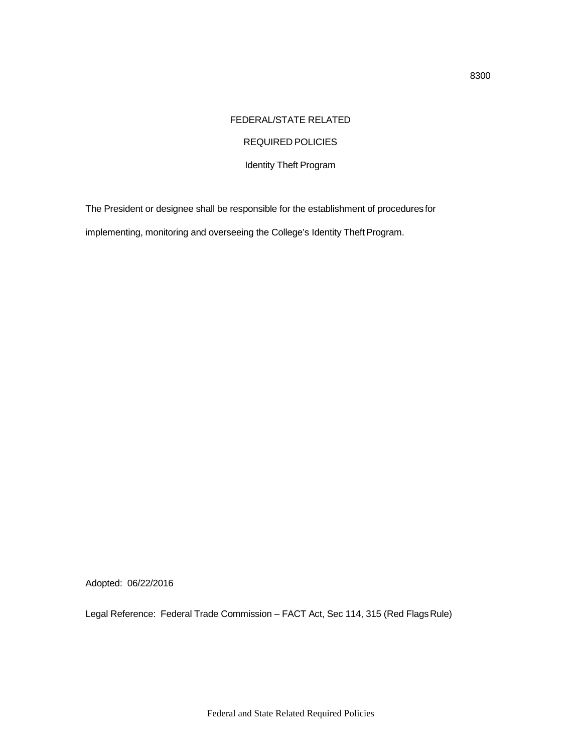8300

# FEDERAL/STATE RELATED

## REQUIRED POLICIES

### Identity Theft Program

The President or designee shall be responsible for the establishment of procedures for implementing, monitoring and overseeing the College's Identity Theft Program.

Adopted: 06/22/2016

Legal Reference: Federal Trade Commission – FACT Act, Sec 114, 315 (Red Flags Rule)